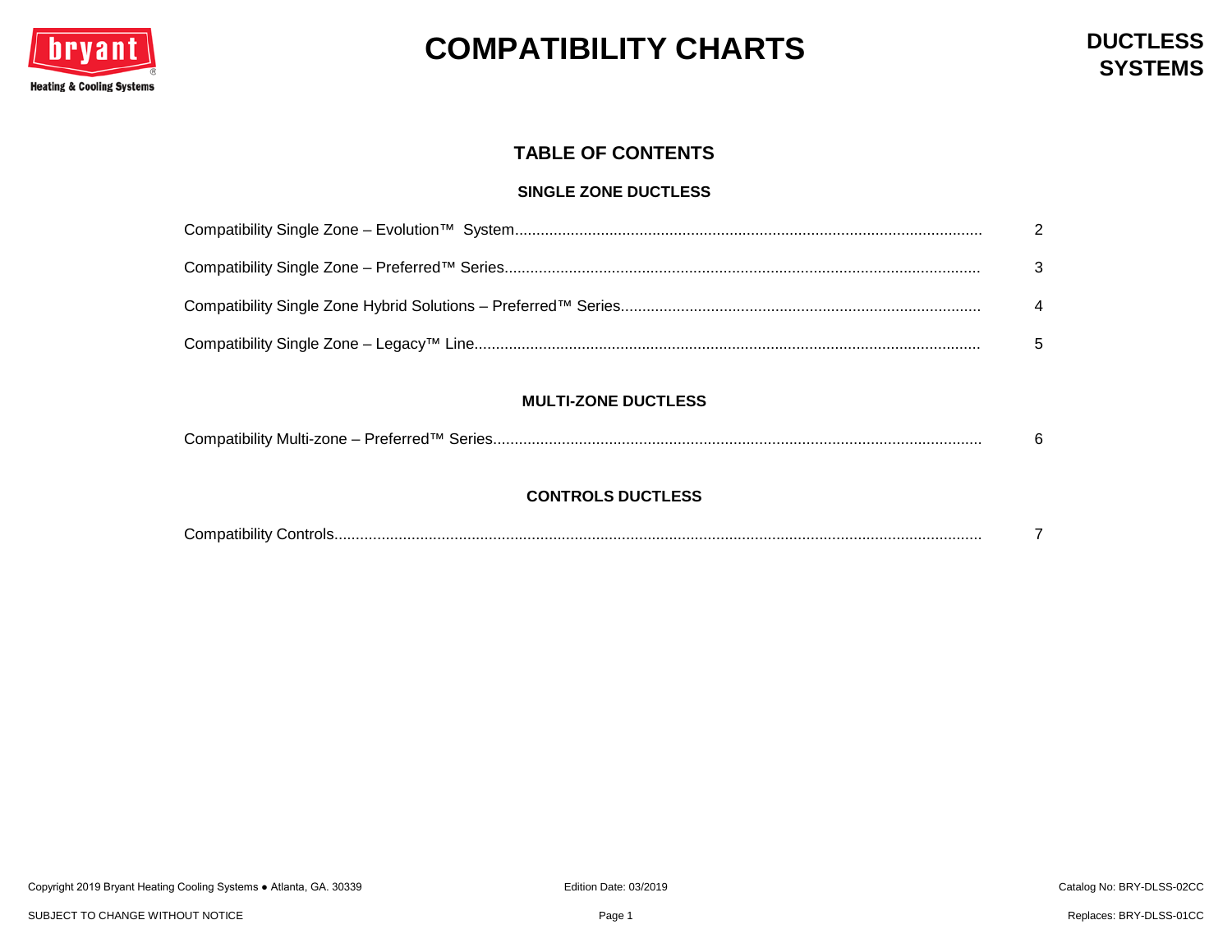# COMPATIBILITY CHARTS

## DUCTLESS SYSTEMS

### TABLE OF CONTENTS

#### SINGLE ZONE DUCTLESS

Compatibility Single Zone – Evolution™ System .................... 2

Compatibility Single Zone – Preferred™ Series .................... 3

Compatibility Single Zone Hybrid Solutions – Preferred™ Series .................... 4

Compatibility Single Zone – Legacy™ Line .................... 5

#### MULTI-ZONE DUCTLESS

Compatibility Multi-zone – Preferred™ Series .................... 6

#### CONTROLS DUCTLESS

Compatibility Controls .................... 7

Copyright 2019 Bryant Heating Cooling Systems ● Atlanta, GA. 30339

Edition Date: 03/2019

Catalog No: BRY-DLSS-02CC

SUBJECT TO CHANGE WITHOUT NOTICE

Replaces: BRY-DLSS-01CC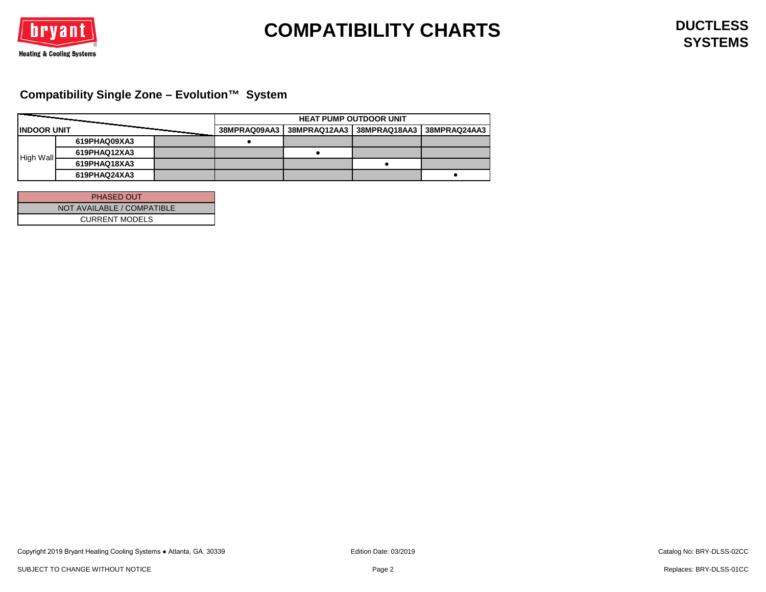# COMPATIBILITY CHARTS

## DUCTLESS SYSTEMS

### Compatibility Single Zone – Evolution™ System

| INDOOR UNIT | | | HEAT PUMP OUTDOOR UNIT | | | |
|---|---|---|---|---|---|---|
| | | | 38MPRAQ09AA3 | 38MPRAQ12AA3 | 38MPRAQ18AA3 | 38MPRAQ24AA3 |
| High Wall | 619PHAQ09XA3 | | ● | | | |
| | 619PHAQ12XA3 | | | ● | | |
| | 619PHAQ18XA3 | | | | ● | |
| | 619PHAQ24XA3 | | | | | ● |

| Legend |
|---|
| PHASED OUT |
| NOT AVAILABLE / COMPATIBLE |
| CURRENT MODELS |

Copyright 2019 Bryant Heating Cooling Systems ● Atlanta, GA. 30339

Edition Date: 03/2019

Catalog No: BRY-DLSS-02CC

SUBJECT TO CHANGE WITHOUT NOTICE

Replaces: BRY-DLSS-01CC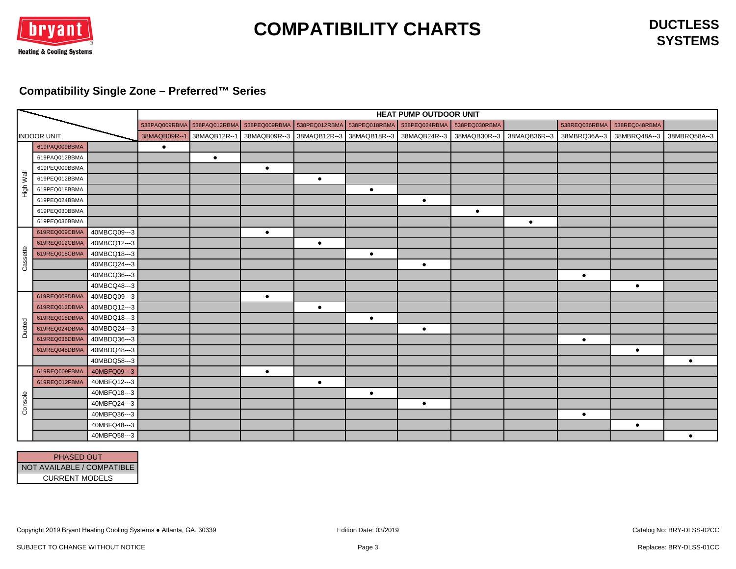# COMPATIBILITY CHARTS

## DUCTLESS SYSTEMS

### Compatibility Single Zone – Preferred™ Series

| | | | HEAT PUMP OUTDOOR UNIT | | | | | | | | | | |
|---|---|---|---|---|---|---|---|---|---|---|---|---|---|
| | | | 538PAQ009RBMA | 538PAQ012RBMA | 538PEQ009RBMA | 538PEQ012RBMA | 538PEQ018RBMA | 538PEQ024RBMA | 538PEQ030RBMA | | 538REQ036RBMA | 538REQ048RBMA | |
| INDOOR UNIT | | | 38MAQB09R--1 | 38MAQB12R--1 | 38MAQB09R--3 | 38MAQB12R--3 | 38MAQB18R--3 | 38MAQB24R--3 | 38MAQB30R--3 | 38MAQB36R--3 | 38MBRQ36A--3 | 38MBRQ48A--3 | 38MBRQ58A--3 |
| High Wall | 619PAQ009BBMA | | ● | | | | | | | | | | |
| | 619PAQ012BBMA | | | ● | | | | | | | | | |
| | 619PEQ009BBMA | | | | ● | | | | | | | | |
| | 619PEQ012BBMA | | | | | ● | | | | | | | |
| | 619PEQ018BBMA | | | | | | ● | | | | | | |
| | 619PEQ024BBMA | | | | | | | ● | | | | | |
| | 619PEQ030BBMA | | | | | | | | ● | | | | |
| | 619PEQ036BBMA | | | | | | | | | ● | | | |
| Cassette | 619REQ009CBMA | 40MBCQ09---3 | | | ● | | | | | | | | |
| | 619REQ012CBMA | 40MBCQ12---3 | | | | ● | | | | | | | |
| | 619REQ018CBMA | 40MBCQ18---3 | | | | | ● | | | | | | |
| | | 40MBCQ24---3 | | | | | | ● | | | | | |
| | | 40MBCQ36---3 | | | | | | | | | ● | | |
| | | 40MBCQ48---3 | | | | | | | | | | ● | |
| Ducted | 619REQ009DBMA | 40MBDQ09---3 | | | ● | | | | | | | | |
| | 619REQ012DBMA | 40MBDQ12---3 | | | | ● | | | | | | | |
| | 619REQ018DBMA | 40MBDQ18---3 | | | | | ● | | | | | | |
| | 619REQ024DBMA | 40MBDQ24---3 | | | | | | ● | | | | | |
| | 619REQ036DBMA | 40MBDQ36---3 | | | | | | | | | ● | | |
| | 619REQ048DBMA | 40MBDQ48---3 | | | | | | | | | | ● | |
| | | 40MBDQ58---3 | | | | | | | | | | | ● |
| Console | 619REQ009FBMA | 40MBFQ09---3 | | | ● | | | | | | | | |
| | 619REQ012FBMA | 40MBFQ12---3 | | | | ● | | | | | | | |
| | | 40MBFQ18---3 | | | | | ● | | | | | | |
| | | 40MBFQ24---3 | | | | | | ● | | | | | |
| | | 40MBFQ36---3 | | | | | | | | | ● | | |
| | | 40MBFQ48---3 | | | | | | | | | | ● | |
| | | 40MBFQ58---3 | | | | | | | | | | | ● |

| Legend |
|---|
| PHASED OUT |
| NOT AVAILABLE / COMPATIBLE |
| CURRENT MODELS |

Copyright 2019 Bryant Heating Cooling Systems ● Atlanta, GA. 30339

Edition Date: 03/2019

Catalog No: BRY-DLSS-02CC

SUBJECT TO CHANGE WITHOUT NOTICE

Replaces: BRY-DLSS-01CC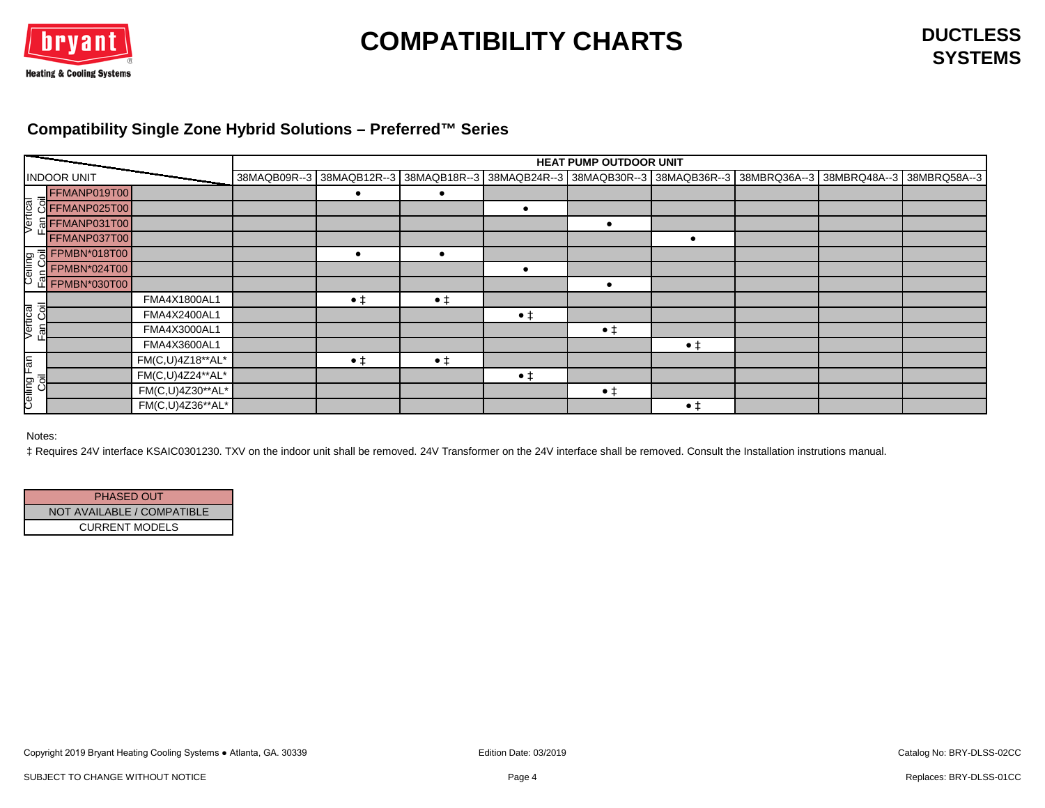# COMPATIBILITY CHARTS

## DUCTLESS SYSTEMS

### Compatibility Single Zone Hybrid Solutions – Preferred™ Series

| INDOOR UNIT | | | 38MAQB09R--3 | 38MAQB12R--3 | 38MAQB18R--3 | 38MAQB24R--3 | 38MAQB30R--3 | 38MAQB36R--3 | 38MBRQ36A--3 | 38MBRQ48A--3 | 38MBRQ58A--3 |
|---|---|---|---|---|---|---|---|---|---|---|---|
| | | | HEAT PUMP OUTDOOR UNIT | | | | | | | | |
| Vertical Fan Coil | FFMANP019T00 | | | ● | ● | | | | | | |
| Vertical Fan Coil | FFMANP025T00 | | | | | ● | | | | | |
| Vertical Fan Coil | FFMANP031T00 | | | | | | ● | | | | |
| Vertical Fan Coil | FFMANP037T00 | | | | | | | ● | | | |
| Ceiling Fan Coil | FPMBN*018T00 | | | ● | ● | | | | | | |
| Ceiling Fan Coil | FPMBN*024T00 | | | | | ● | | | | | |
| Ceiling Fan Coil | FPMBN*030T00 | | | | | | ● | | | | |
| Vertical Fan Coil | | FMA4X1800AL1 | | ● ‡ | ● ‡ | | | | | | |
| Vertical Fan Coil | | FMA4X2400AL1 | | | | ● ‡ | | | | | |
| Vertical Fan Coil | | FMA4X3000AL1 | | | | | ● ‡ | | | | |
| Vertical Fan Coil | | FMA4X3600AL1 | | | | | | ● ‡ | | | |
| Ceiling Fan Coil | | FM(C,U)4Z18**AL* | | ● ‡ | ● ‡ | | | | | | |
| Ceiling Fan Coil | | FM(C,U)4Z24**AL* | | | | ● ‡ | | | | | |
| Ceiling Fan Coil | | FM(C,U)4Z30**AL* | | | | | ● ‡ | | | | |
| Ceiling Fan Coil | | FM(C,U)4Z36**AL* | | | | | | ● ‡ | | | |

Notes:

‡ Requires 24V interface KSAIC0301230. TXV on the indoor unit shall be removed. 24V Transformer on the 24V interface shall be removed. Consult the Installation instrutions manual.

| Legend |
|---|
| PHASED OUT |
| NOT AVAILABLE / COMPATIBLE |
| CURRENT MODELS |

Copyright 2019 Bryant Heating Cooling Systems ● Atlanta, GA. 30339

Edition Date: 03/2019

Catalog No: BRY-DLSS-02CC

SUBJECT TO CHANGE WITHOUT NOTICE

Replaces: BRY-DLSS-01CC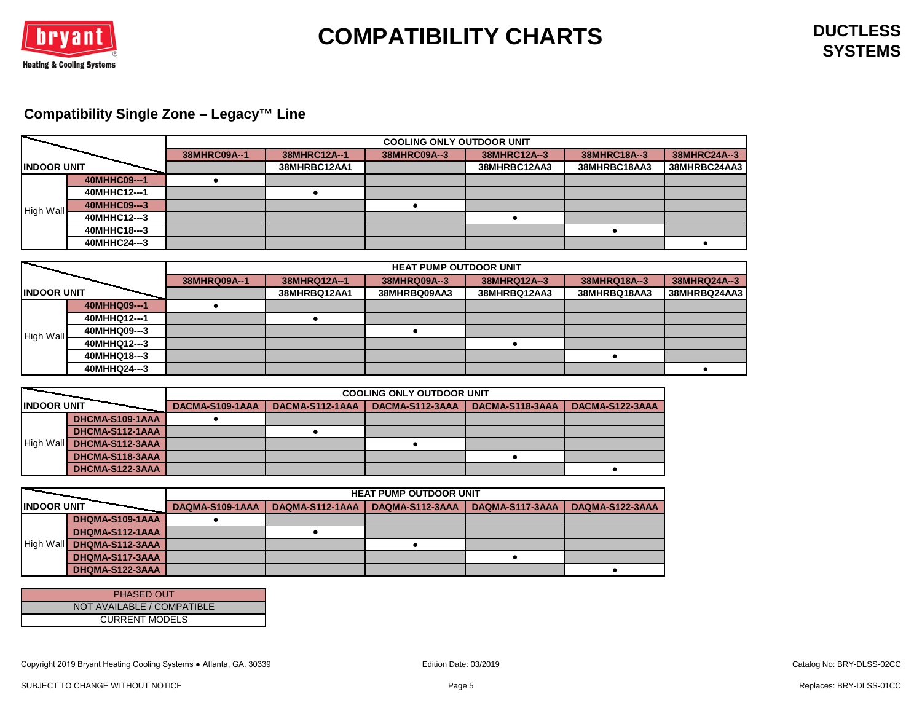# COMPATIBILITY CHARTS

## DUCTLESS SYSTEMS

### Compatibility Single Zone – Legacy™ Line

| INDOOR UNIT | | COOLING ONLY OUTDOOR UNIT | | | | | |
|---|---|---|---|---|---|---|---|
| | | 38MHRC09A--1 | 38MHRC12A--1 | 38MHRC09A--3 | 38MHRC12A--3 | 38MHRC18A--3 | 38MHRC24A--3 |
| | | | 38MHRBC12AA1 | | 38MHRBC12AA3 | 38MHRBC18AA3 | 38MHRBC24AA3 |
| High Wall | 40MHHC09---1 | ● | | | | | |
| | 40MHHC12---1 | | ● | | | | |
| | 40MHHC09---3 | | | ● | | | |
| | 40MHHC12---3 | | | | ● | | |
| | 40MHHC18---3 | | | | | ● | |
| | 40MHHC24---3 | | | | | | ● |

| INDOOR UNIT | | HEAT PUMP OUTDOOR UNIT | | | | | |
|---|---|---|---|---|---|---|---|
| | | 38MHRQ09A--1 | 38MHRQ12A--1 | 38MHRQ09A--3 | 38MHRQ12A--3 | 38MHRQ18A--3 | 38MHRQ24A--3 |
| | | | 38MHRBQ12AA1 | 38MHRBQ09AA3 | 38MHRBQ12AA3 | 38MHRBQ18AA3 | 38MHRBQ24AA3 |
| High Wall | 40MHHQ09---1 | ● | | | | | |
| | 40MHHQ12---1 | | ● | | | | |
| | 40MHHQ09---3 | | | ● | | | |
| | 40MHHQ12---3 | | | | ● | | |
| | 40MHHQ18---3 | | | | | ● | |
| | 40MHHQ24---3 | | | | | | ● |

| INDOOR UNIT | | COOLING ONLY OUTDOOR UNIT | | | | |
|---|---|---|---|---|---|---|
| | | DACMA-S109-1AAA | DACMA-S112-1AAA | DACMA-S112-3AAA | DACMA-S118-3AAA | DACMA-S122-3AAA |
| High Wall | DHCMA-S109-1AAA | ● | | | | |
| | DHCMA-S112-1AAA | | ● | | | |
| | DHCMA-S112-3AAA | | | ● | | |
| | DHCMA-S118-3AAA | | | | ● | |
| | DHCMA-S122-3AAA | | | | | ● |

| INDOOR UNIT | | HEAT PUMP OUTDOOR UNIT | | | | |
|---|---|---|---|---|---|---|
| | | DAQMA-S109-1AAA | DAQMA-S112-1AAA | DAQMA-S112-3AAA | DAQMA-S117-3AAA | DAQMA-S122-3AAA |
| High Wall | DHQMA-S109-1AAA | ● | | | | |
| | DHQMA-S112-1AAA | | ● | | | |
| | DHQMA-S112-3AAA | | | ● | | |
| | DHQMA-S117-3AAA | | | | ● | |
| | DHQMA-S122-3AAA | | | | | ● |

| Legend |
|---|
| PHASED OUT |
| NOT AVAILABLE / COMPATIBLE |
| CURRENT MODELS |

Copyright 2019 Bryant Heating Cooling Systems ● Atlanta, GA. 30339

Edition Date: 03/2019

Catalog No: BRY-DLSS-02CC

SUBJECT TO CHANGE WITHOUT NOTICE

Replaces: BRY-DLSS-01CC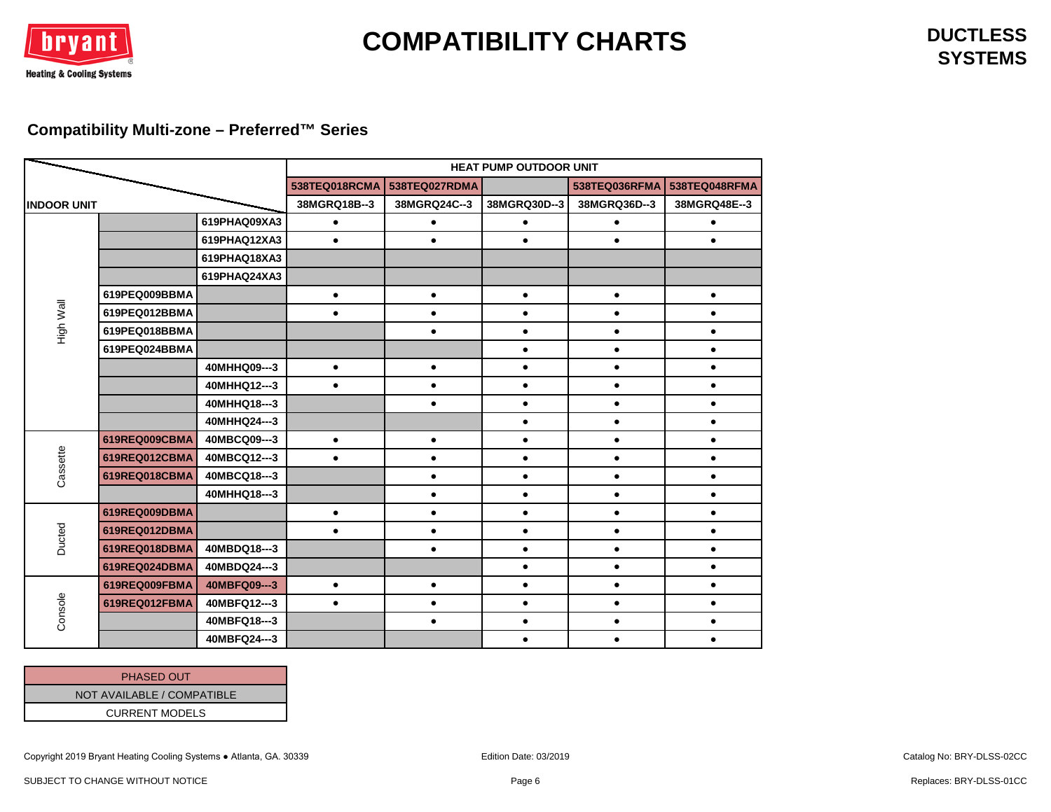## Compatibility Multi-zone – Preferred™ Series

| INDOOR UNIT | | | HEAT PUMP OUTDOOR UNIT | | | | |
|---|---|---|---|---|---|---|---|
| | | | 538TEQ018RCMA | 538TEQ027RDMA | | 538TEQ036RFMA | 538TEQ048RFMA |
| | | | 38MGRQ18B--3 | 38MGRQ24C--3 | 38MGRQ30D--3 | 38MGRQ36D--3 | 38MGRQ48E--3 |
| High Wall | | 619PHAQ09XA3 | ● | ● | ● | ● | ● |
| | | 619PHAQ12XA3 | ● | ● | ● | ● | ● |
| | | 619PHAQ18XA3 | | | | | |
| | | 619PHAQ24XA3 | | | | | |
| | 619PEQ009BBMA | | ● | ● | ● | ● | ● |
| | 619PEQ012BBMA | | ● | ● | ● | ● | ● |
| | 619PEQ018BBMA | | | ● | ● | ● | ● |
| | 619PEQ024BBMA | | | | ● | ● | ● |
| | | 40MHHQ09---3 | ● | ● | ● | ● | ● |
| | | 40MHHQ12---3 | ● | ● | ● | ● | ● |
| | | 40MHHQ18---3 | | ● | ● | ● | ● |
| | | 40MHHQ24---3 | | | ● | ● | ● |
| Cassette | 619REQ009CBMA | 40MBCQ09---3 | ● | ● | ● | ● | ● |
| | 619REQ012CBMA | 40MBCQ12---3 | ● | ● | ● | ● | ● |
| | 619REQ018CBMA | 40MBCQ18---3 | | ● | ● | ● | ● |
| | | 40MHHQ18---3 | | ● | ● | ● | ● |
| Ducted | 619REQ009DBMA | | ● | ● | ● | ● | ● |
| | 619REQ012DBMA | | ● | ● | ● | ● | ● |
| | 619REQ018DBMA | 40MBDQ18---3 | | ● | ● | ● | ● |
| | 619REQ024DBMA | 40MBDQ24---3 | | | ● | ● | ● |
| Console | 619REQ009FBMA | 40MBFQ09---3 | ● | ● | ● | ● | ● |
| | 619REQ012FBMA | 40MBFQ12---3 | ● | ● | ● | ● | ● |
| | | 40MBFQ18---3 | | ● | ● | ● | ● |
| | | 40MBFQ24---3 | | | ● | ● | ● |

| Legend |
|---|
| PHASED OUT |
| NOT AVAILABLE / COMPATIBLE |
| CURRENT MODELS |

Copyright 2019 Bryant Heating Cooling Systems ● Atlanta, GA. 30339 — Edition Date: 03/2019 — Catalog No: BRY-DLSS-02CC

SUBJECT TO CHANGE WITHOUT NOTICE — Replaces: BRY-DLSS-01CC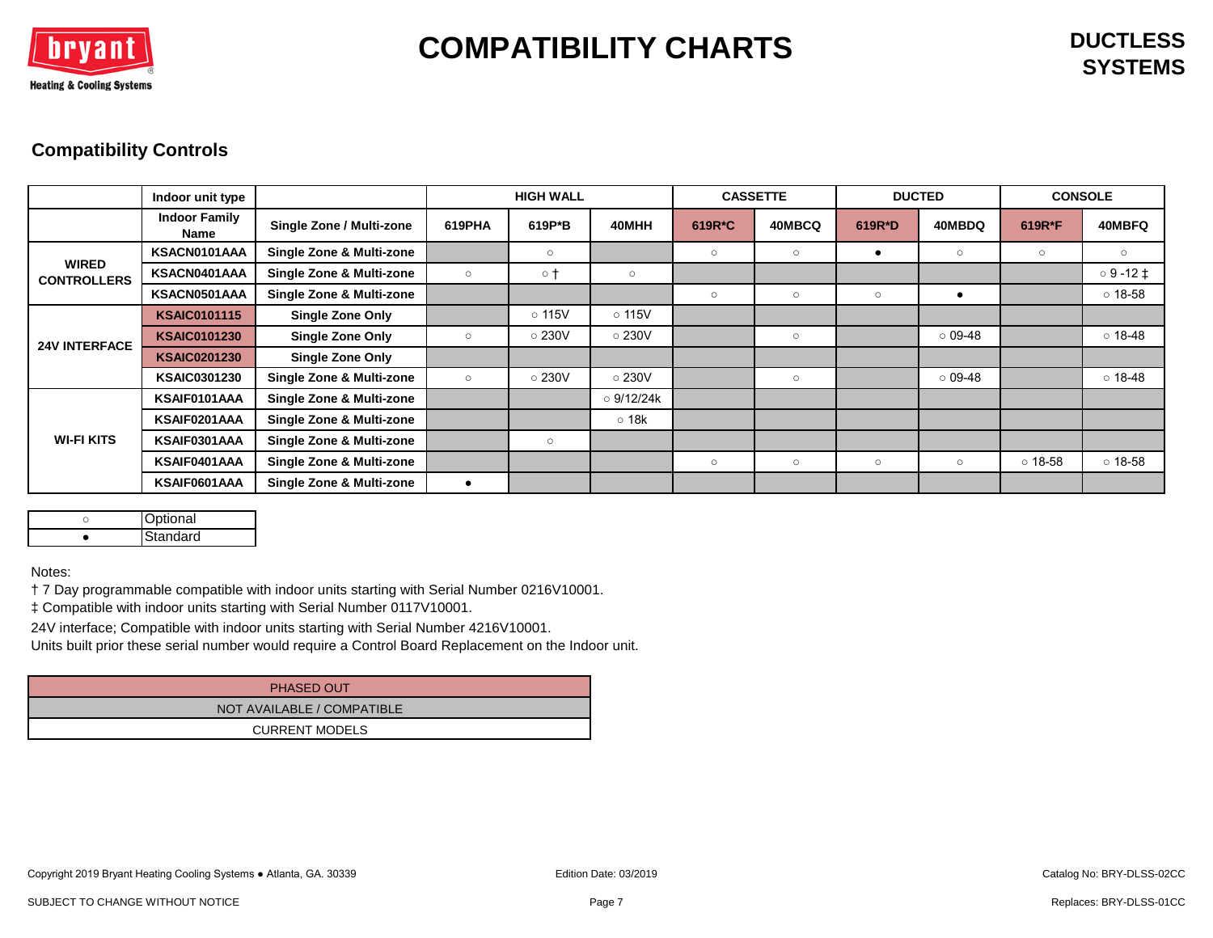# COMPATIBILITY CHARTS

**DUCTLESS SYSTEMS**

## Compatibility Controls

| | Indoor unit type | | HIGH WALL | | | CASSETTE | | DUCTED | | CONSOLE | |
|---|---|---|---|---|---|---|---|---|---|---|---|
| | **Indoor Family Name** | **Single Zone / Multi-zone** | **619PHA** | **619P*B** | **40MHH** | **619R*C** | **40MBCQ** | **619R*D** | **40MBDQ** | **619R*F** | **40MBFQ** |
| **WIRED CONTROLLERS** | KSACN0101AAA | Single Zone & Multi-zone | | ○ | | ○ | ○ | ● | ○ | ○ | ○ |
| | KSACN0401AAA | Single Zone & Multi-zone | ○ | ○ † | ○ | | | | | | ○ 9 -12 ‡ |
| | KSACN0501AAA | Single Zone & Multi-zone | | | | ○ | ○ | ○ | ● | | ○ 18-58 |
| **24V INTERFACE** | KSAIC0101115 | Single Zone Only | | ○ 115V | ○ 115V | | | | | | |
| | KSAIC0101230 | Single Zone Only | ○ | ○ 230V | ○ 230V | | ○ | | ○ 09-48 | | ○ 18-48 |
| | KSAIC0201230 | Single Zone Only | | | | | | | | | |
| | KSAIC0301230 | Single Zone & Multi-zone | ○ | ○ 230V | ○ 230V | | ○ | | ○ 09-48 | | ○ 18-48 |
| **WI-FI KITS** | KSAIF0101AAA | Single Zone & Multi-zone | | | ○ 9/12/24k | | | | | | |
| | KSAIF0201AAA | Single Zone & Multi-zone | | | ○ 18k | | | | | | |
| | KSAIF0301AAA | Single Zone & Multi-zone | | ○ | | | | | | | |
| | KSAIF0401AAA | Single Zone & Multi-zone | | | | ○ | ○ | ○ | ○ | ○ 18-58 | ○ 18-58 |
| | KSAIF0601AAA | Single Zone & Multi-zone | ● | | | | | | | | |

| | |
|---|---|
| ○ | Optional |
| ● | Standard |

Notes:

† 7 Day programmable compatible with indoor units starting with Serial Number 0216V10001.

‡ Compatible with indoor units starting with Serial Number 0117V10001.

24V interface; Compatible with indoor units starting with Serial Number 4216V10001.

Units built prior these serial number would require a Control Board Replacement on the Indoor unit.

| |
|---|
| PHASED OUT |
| NOT AVAILABLE / COMPATIBLE |
| CURRENT MODELS |

Copyright 2019 Bryant Heating Cooling Systems ● Atlanta, GA. 30339 — Edition Date: 03/2019 — Catalog No: BRY-DLSS-02CC

SUBJECT TO CHANGE WITHOUT NOTICE — Replaces: BRY-DLSS-01CC